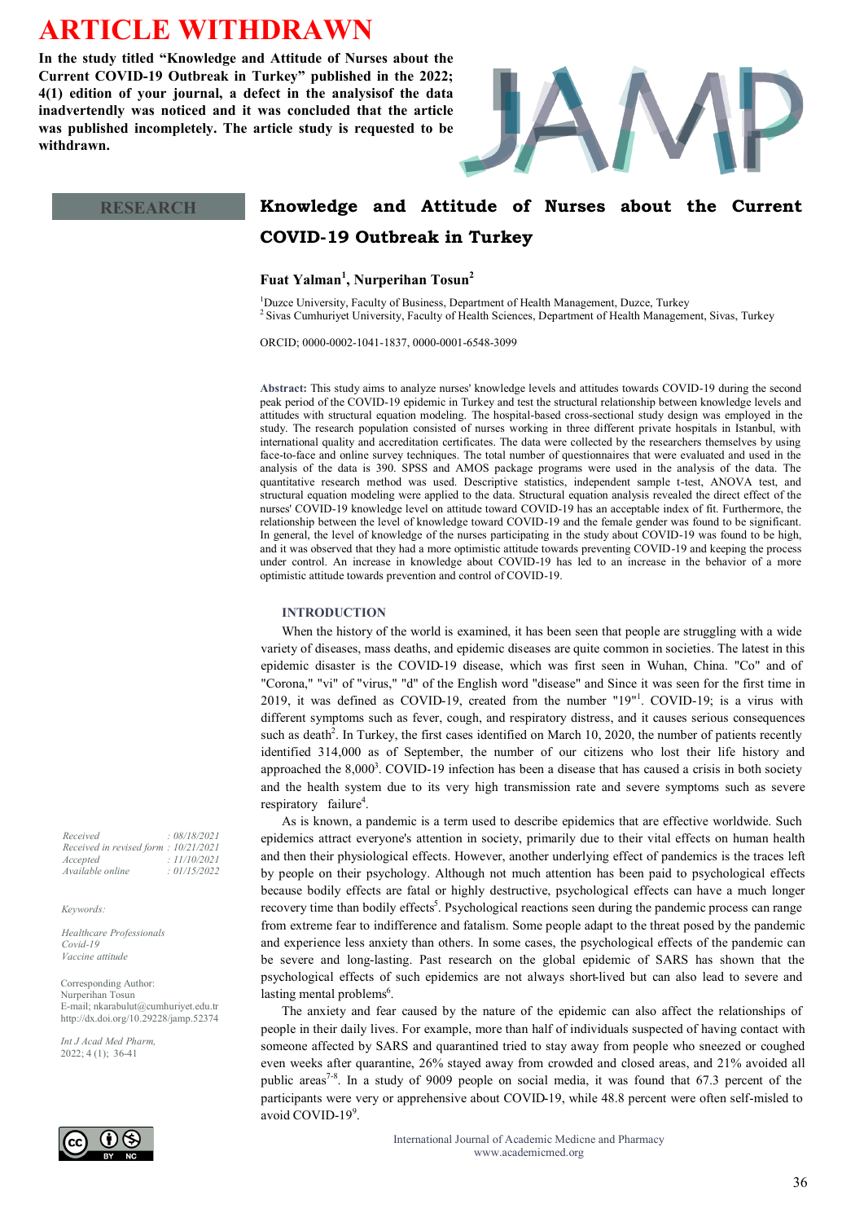# ARTICLE WITHDRAWN

**In the study titled "Knowledge and Attitude of Nurses about the Current COVID-19 Outbreak in Turkey" published in the 2022; 4(1) edition of your journal, a defect in the analysisof the data inadvertendly was noticed and it was concluded that the article was published incompletely. The article study is requested to be withdrawn.**

RESEARCH

## Knowledge and Attitude of Nurses about the Current COVID-19 Outbreak in Turkey

**Fuat Yalman[1], Nurperihan Tosun[2]**

[1]Duzce University, Faculty of Business, Department of Health Management, Duzce, Turkey
[2] Sivas Cumhuriyet University, Faculty of Health Sciences, Department of Health Management, Sivas, Turkey

ORCID; 0000-0002-1041-1837, 0000-0001-6548-3099

**Abstract:** This study aims to analyze nurses' knowledge levels and attitudes towards COVID-19 during the second peak period of the COVID-19 epidemic in Turkey and test the structural relationship between knowledge levels and attitudes with structural equation modeling. The hospital-based cross-sectional study design was employed in the study. The research population consisted of nurses working in three different private hospitals in Istanbul, with international quality and accreditation certificates. The data were collected by the researchers themselves by using face-to-face and online survey techniques. The total number of questionnaires that were evaluated and used in the analysis of the data is 390. SPSS and AMOS package programs were used in the analysis of the data. The quantitative research method was used. Descriptive statistics, independent sample t-test, ANOVA test, and structural equation modeling were applied to the data. Structural equation analysis revealed the direct effect of the nurses' COVID-19 knowledge level on attitude toward COVID-19 has an acceptable index of fit. Furthermore, the relationship between the level of knowledge toward COVID-19 and the female gender was found to be significant. In general, the level of knowledge of the nurses participating in the study about COVID-19 was found to be high, and it was observed that they had a more optimistic attitude towards preventing COVID-19 and keeping the process under control. An increase in knowledge about COVID-19 has led to an increase in the behavior of a more optimistic attitude towards prevention and control of COVID-19.

*Received : 08/18/2021*
*Received in revised form : 10/21/2021*
*Accepted : 11/10/2021*
*Available online : 01/15/2022*

*Keywords:*

*Healthcare Professionals*
*Covid-19*
*Vaccine attitude*

Corresponding Author:
Nurperihan Tosun
E-mail; nkarabulut@cumhuriyet.edu.tr
http://dx.doi.org/10.29228/jamp.52374

*Int J Acad Med Pharm,*
2022; 4 (1); 36-41

### INTRODUCTION

When the history of the world is examined, it has been seen that people are struggling with a wide variety of diseases, mass deaths, and epidemic diseases are quite common in societies. The latest in this epidemic disaster is the COVID-19 disease, which was first seen in Wuhan, China. "Co" and of "Corona," "vi" of "virus," "d" of the English word "disease" and Since it was seen for the first time in 2019, it was defined as COVID-19, created from the number "19"[1]. COVID-19; is a virus with different symptoms such as fever, cough, and respiratory distress, and it causes serious consequences such as death[2]. In Turkey, the first cases identified on March 10, 2020, the number of patients recently identified 314,000 as of September, the number of our citizens who lost their life history and approached the 8,000[3]. COVID-19 infection has been a disease that has caused a crisis in both society and the health system due to its very high transmission rate and severe symptoms such as severe respiratory failure[4].

As is known, a pandemic is a term used to describe epidemics that are effective worldwide. Such epidemics attract everyone's attention in society, primarily due to their vital effects on human health and then their physiological effects. However, another underlying effect of pandemics is the traces left by people on their psychology. Although not much attention has been paid to psychological effects because bodily effects are fatal or highly destructive, psychological effects can have a much longer recovery time than bodily effects[5]. Psychological reactions seen during the pandemic process can range from extreme fear to indifference and fatalism. Some people adapt to the threat posed by the pandemic and experience less anxiety than others. In some cases, the psychological effects of the pandemic can be severe and long-lasting. Past research on the global epidemic of SARS has shown that the psychological effects of such epidemics are not always short-lived but can also lead to severe and lasting mental problems[6].

The anxiety and fear caused by the nature of the epidemic can also affect the relationships of people in their daily lives. For example, more than half of individuals suspected of having contact with someone affected by SARS and quarantined tried to stay away from people who sneezed or coughed even weeks after quarantine, 26% stayed away from crowded and closed areas, and 21% avoided all public areas[7-8]. In a study of 9009 people on social media, it was found that 67.3 percent of the participants were very or apprehensive about COVID-19, while 48.8 percent were often self-misled to avoid COVID-19[9].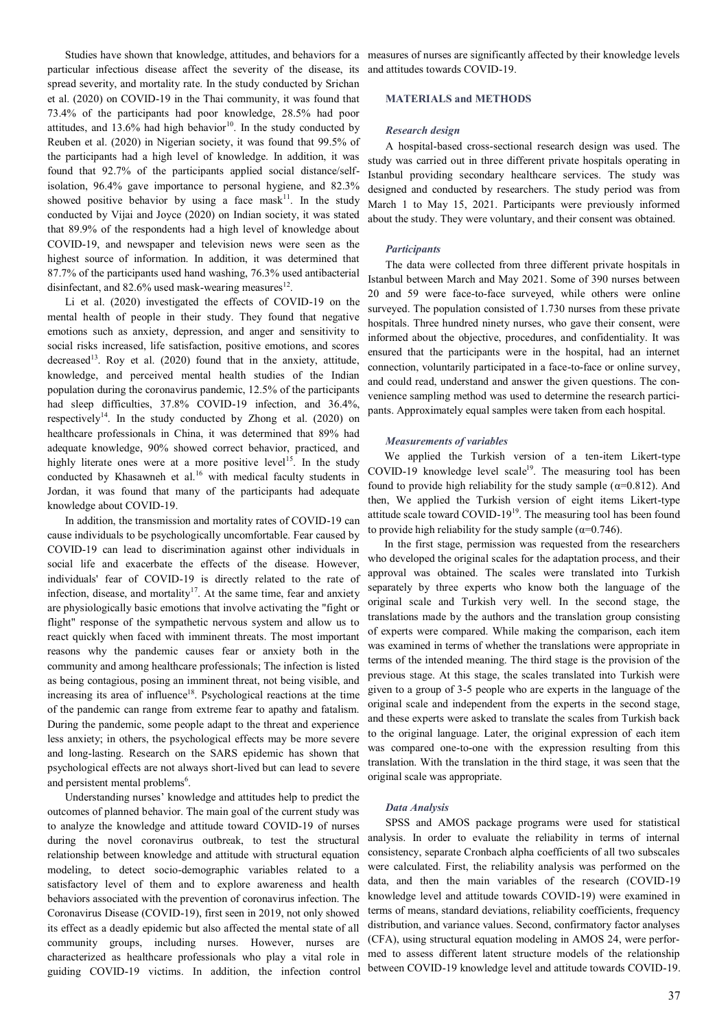Studies have shown that knowledge, attitudes, and behaviors for a particular infectious disease affect the severity of the disease, its spread severity, and mortality rate. In the study conducted by Srichan et al. (2020) on COVID-19 in the Thai community, it was found that 73.4% of the participants had poor knowledge, 28.5% had poor attitudes, and 13.6% had high behavior[10]. In the study conducted by Reuben et al. (2020) in Nigerian society, it was found that 99.5% of the participants had a high level of knowledge. In addition, it was found that 92.7% of the participants applied social distance/self-isolation, 96.4% gave importance to personal hygiene, and 82.3% showed positive behavior by using a face mask[11]. In the study conducted by Vijai and Joyce (2020) on Indian society, it was stated that 89.9% of the respondents had a high level of knowledge about COVID-19, and newspaper and television news were seen as the highest source of information. In addition, it was determined that 87.7% of the participants used hand washing, 76.3% used antibacterial disinfectant, and 82.6% used mask-wearing measures[12].

Li et al. (2020) investigated the effects of COVID-19 on the mental health of people in their study. They found that negative emotions such as anxiety, depression, and anger and sensitivity to social risks increased, life satisfaction, positive emotions, and scores decreased[13]. Roy et al. (2020) found that in the anxiety, attitude, knowledge, and perceived mental health studies of the Indian population during the coronavirus pandemic, 12.5% of the participants had sleep difficulties, 37.8% COVID-19 infection, and 36.4%, respectively[14]. In the study conducted by Zhong et al. (2020) on healthcare professionals in China, it was determined that 89% had adequate knowledge, 90% showed correct behavior, practiced, and highly literate ones were at a more positive level[15]. In the study conducted by Khasawneh et al.[16] with medical faculty students in Jordan, it was found that many of the participants had adequate knowledge about COVID-19.

In addition, the transmission and mortality rates of COVID-19 can cause individuals to be psychologically uncomfortable. Fear caused by COVID-19 can lead to discrimination against other individuals in social life and exacerbate the effects of the disease. However, individuals' fear of COVID-19 is directly related to the rate of infection, disease, and mortality[17]. At the same time, fear and anxiety are physiologically basic emotions that involve activating the "fight or flight" response of the sympathetic nervous system and allow us to react quickly when faced with imminent threats. The most important reasons why the pandemic causes fear or anxiety both in the community and among healthcare professionals; The infection is listed as being contagious, posing an imminent threat, not being visible, and increasing its area of influence[18]. Psychological reactions at the time of the pandemic can range from extreme fear to apathy and fatalism. During the pandemic, some people adapt to the threat and experience less anxiety; in others, the psychological effects may be more severe and long-lasting. Research on the SARS epidemic has shown that psychological effects are not always short-lived but can lead to severe and persistent mental problems[6].

Understanding nurses' knowledge and attitudes help to predict the outcomes of planned behavior. The main goal of the current study was to analyze the knowledge and attitude toward COVID-19 of nurses during the novel coronavirus outbreak, to test the structural relationship between knowledge and attitude with structural equation modeling, to detect socio-demographic variables related to a satisfactory level of them and to explore awareness and health behaviors associated with the prevention of coronavirus infection. The Coronavirus Disease (COVID-19), first seen in 2019, not only showed its effect as a deadly epidemic but also affected the mental state of all community groups, including nurses. However, nurses are characterized as healthcare professionals who play a vital role in guiding COVID-19 victims. In addition, the infection control measures of nurses are significantly affected by their knowledge levels and attitudes towards COVID-19.

## MATERIALS and METHODS

### *Research design*

A hospital-based cross-sectional research design was used. The study was carried out in three different private hospitals operating in Istanbul providing secondary healthcare services. The study was designed and conducted by researchers. The study period was from March 1 to May 15, 2021. Participants were previously informed about the study. They were voluntary, and their consent was obtained.

### *Participants*

The data were collected from three different private hospitals in Istanbul between March and May 2021. Some of 390 nurses between 20 and 59 were face-to-face surveyed, while others were online surveyed. The population consisted of 1.730 nurses from these private hospitals. Three hundred ninety nurses, who gave their consent, were informed about the objective, procedures, and confidentiality. It was ensured that the participants were in the hospital, had an internet connection, voluntarily participated in a face-to-face or online survey, and could read, understand and answer the given questions. The convenience sampling method was used to determine the research participants. Approximately equal samples were taken from each hospital.

### *Measurements of variables*

We applied the Turkish version of a ten-item Likert-type COVID-19 knowledge level scale[19]. The measuring tool has been found to provide high reliability for the study sample ($\alpha$=0.812). And then, We applied the Turkish version of eight items Likert-type attitude scale toward COVID-19[19]. The measuring tool has been found to provide high reliability for the study sample ($\alpha$=0.746).

In the first stage, permission was requested from the researchers who developed the original scales for the adaptation process, and their approval was obtained. The scales were translated into Turkish separately by three experts who know both the language of the original scale and Turkish very well. In the second stage, the translations made by the authors and the translation group consisting of experts were compared. While making the comparison, each item was examined in terms of whether the translations were appropriate in terms of the intended meaning. The third stage is the provision of the previous stage. At this stage, the scales translated into Turkish were given to a group of 3-5 people who are experts in the language of the original scale and independent from the experts in the second stage, and these experts were asked to translate the scales from Turkish back to the original language. Later, the original expression of each item was compared one-to-one with the expression resulting from this translation. With the translation in the third stage, it was seen that the original scale was appropriate.

### *Data Analysis*

SPSS and AMOS package programs were used for statistical analysis. In order to evaluate the reliability in terms of internal consistency, separate Cronbach alpha coefficients of all two subscales were calculated. First, the reliability analysis was performed on the data, and then the main variables of the research (COVID-19 knowledge level and attitude towards COVID-19) were examined in terms of means, standard deviations, reliability coefficients, frequency distribution, and variance values. Second, confirmatory factor analyses (CFA), using structural equation modeling in AMOS 24, were performed to assess different latent structure models of the relationship between COVID-19 knowledge level and attitude towards COVID-19.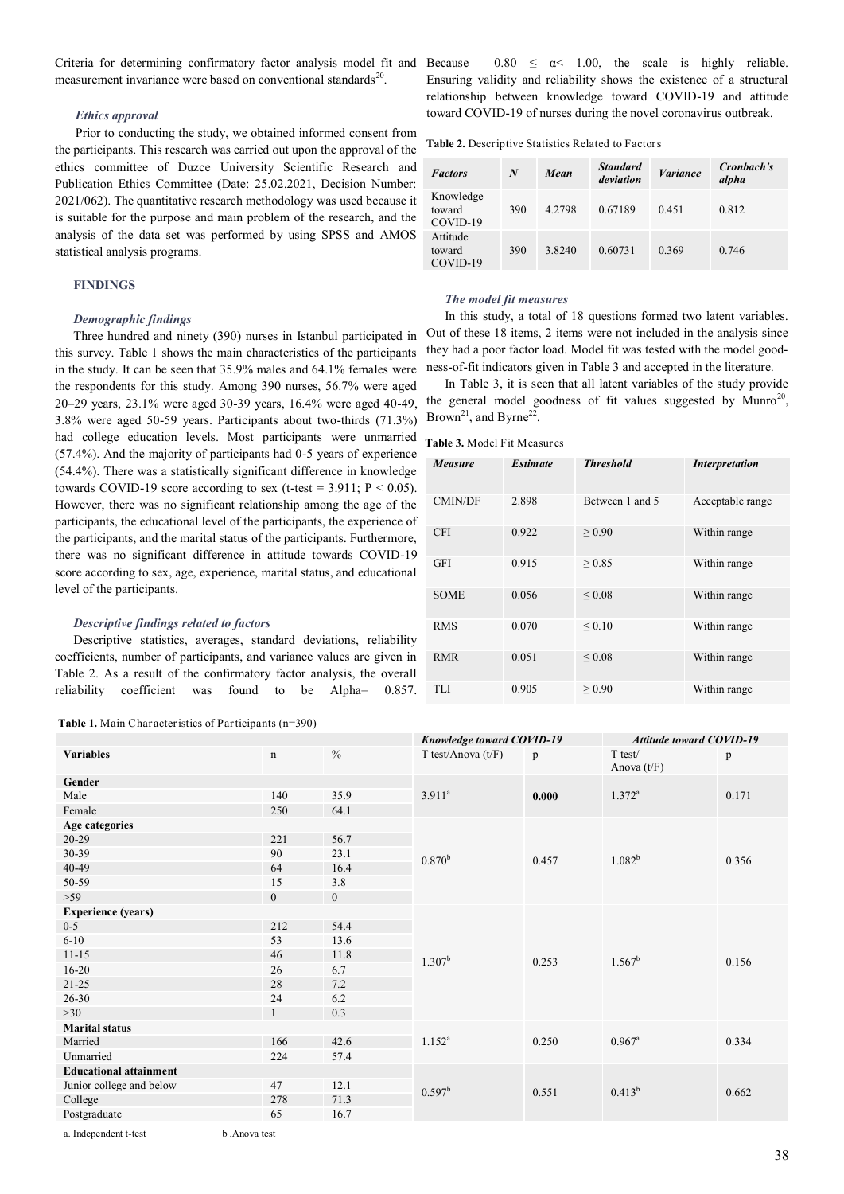Criteria for determining confirmatory factor analysis model fit and measurement invariance were based on conventional standards[20].

### *Ethics approval*

Prior to conducting the study, we obtained informed consent from the participants. This research was carried out upon the approval of the ethics committee of Duzce University Scientific Research and Publication Ethics Committee (Date: 25.02.2021, Decision Number: 2021/062). The quantitative research methodology was used because it is suitable for the purpose and main problem of the research, and the analysis of the data set was performed by using SPSS and AMOS statistical analysis programs.

## FINDINGS

### *Demographic findings*

Three hundred and ninety (390) nurses in Istanbul participated in this survey. Table 1 shows the main characteristics of the participants in the study. It can be seen that 35.9% males and 64.1% females were the respondents for this study. Among 390 nurses, 56.7% were aged 20–29 years, 23.1% were aged 30-39 years, 16.4% were aged 40-49, 3.8% were aged 50-59 years. Participants about two-thirds (71.3%) had college education levels. Most participants were unmarried (57.4%). And the majority of participants had 0-5 years of experience (54.4%). There was a statistically significant difference in knowledge towards COVID-19 score according to sex (t-test = 3.911; $P < 0.05$). However, there was no significant relationship among the age of the participants, the educational level of the participants, the experience of the participants, and the marital status of the participants. Furthermore, there was no significant difference in attitude towards COVID-19 score according to sex, age, experience, marital status, and educational level of the participants.

### *Descriptive findings related to factors*

Descriptive statistics, averages, standard deviations, reliability coefficients, number of participants, and variance values are given in Table 2. As a result of the confirmatory factor analysis, the overall reliability coefficient was found to be Alpha= 0.857. Because $0.80 \leq \alpha < 1.00$, the scale is highly reliable. Ensuring validity and reliability shows the existence of a structural relationship between knowledge toward COVID-19 and attitude toward COVID-19 of nurses during the novel coronavirus outbreak.

**Table 2.** Descriptive Statistics Related to Factors

| *Factors* | *N* | *Mean* | *Standard deviation* | *Variance* | *Cronbach's alpha* |
|---|---|---|---|---|---|
| Knowledge toward COVID-19 | 390 | 4.2798 | 0.67189 | 0.451 | 0.812 |
| Attitude toward COVID-19 | 390 | 3.8240 | 0.60731 | 0.369 | 0.746 |

### *The model fit measures*

In this study, a total of 18 questions formed two latent variables. Out of these 18 items, 2 items were not included in the analysis since they had a poor factor load. Model fit was tested with the model goodness-of-fit indicators given in Table 3 and accepted in the literature.

In Table 3, it is seen that all latent variables of the study provide the general model goodness of fit values suggested by Munro[20], Brown[21], and Byrne[22].

**Table 3.** Model Fit Measures

| *Measure* | *Estimate* | *Threshold* | *Interpretation* |
|---|---|---|---|
| CMIN/DF | 2.898 | Between 1 and 5 | Acceptable range |
| CFI | 0.922 | ≥ 0.90 | Within range |
| GFI | 0.915 | ≥ 0.85 | Within range |
| SOME | 0.056 | ≤ 0.08 | Within range |
| RMS | 0.070 | ≤ 0.10 | Within range |
| RMR | 0.051 | ≤ 0.08 | Within range |
| TLI | 0.905 | ≥ 0.90 | Within range |

**Table 1.** Main Characteristics of Participants (n=390)

| | | | *Knowledge toward COVID-19* | | *Attitude toward COVID-19* | |
|---|---|---|---|---|---|---|
| **Variables** | n | % | T test/Anova (t/F) | p | T test/ Anova (t/F) | p |
| **Gender** | | | | | | |
| Male | 140 | 35.9 | 3.911[a] | **0.000** | 1.372[a] | 0.171 |
| Female | 250 | 64.1 | | | | |
| **Age categories** | | | | | | |
| 20-29 | 221 | 56.7 | 0.870[b] | 0.457 | 1.082[b] | 0.356 |
| 30-39 | 90 | 23.1 | | | | |
| 40-49 | 64 | 16.4 | | | | |
| 50-59 | 15 | 3.8 | | | | |
| >59 | 0 | 0 | | | | |
| **Experience (years)** | | | | | | |
| 0-5 | 212 | 54.4 | 1.307[b] | 0.253 | 1.567[b] | 0.156 |
| 6-10 | 53 | 13.6 | | | | |
| 11-15 | 46 | 11.8 | | | | |
| 16-20 | 26 | 6.7 | | | | |
| 21-25 | 28 | 7.2 | | | | |
| 26-30 | 24 | 6.2 | | | | |
| >30 | 1 | 0.3 | | | | |
| **Marital status** | | | | | | |
| Married | 166 | 42.6 | 1.152[a] | 0.250 | 0.967[a] | 0.334 |
| Unmarried | 224 | 57.4 | | | | |
| **Educational attainment** | | | | | | |
| Junior college and below | 47 | 12.1 | 0.597[b] | 0.551 | 0.413[b] | 0.662 |
| College | 278 | 71.3 | | | | |
| Postgraduate | 65 | 16.7 | | | | |

a. Independent t-test  b .Anova test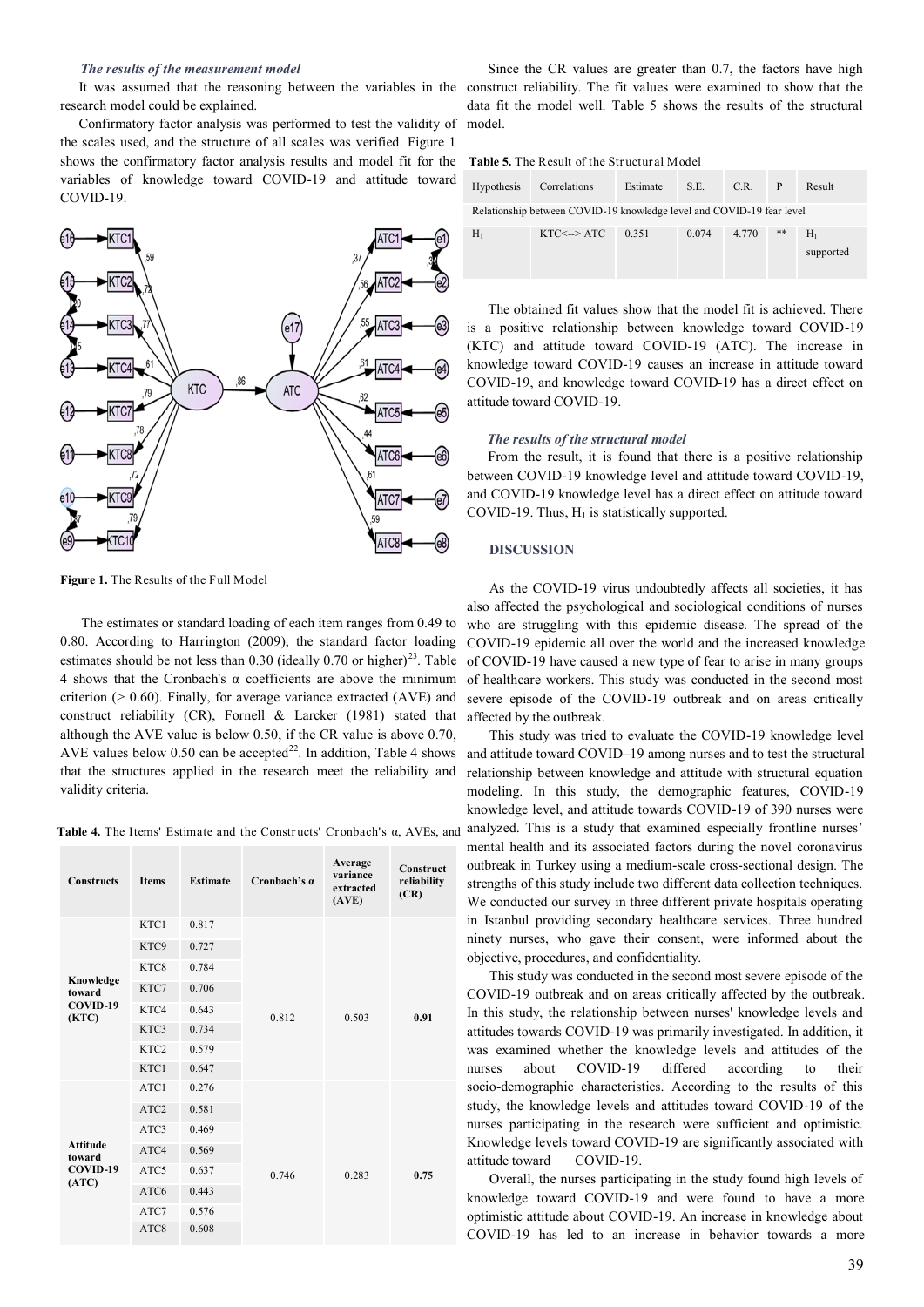*The results of the measurement model*

It was assumed that the reasoning between the variables in the research model could be explained.

Confirmatory factor analysis was performed to test the validity of the scales used, and the structure of all scales was verified. Figure 1 shows the confirmatory factor analysis results and model fit for the variables of knowledge toward COVID-19 and attitude toward COVID-19.

**Figure 1.** The Results of the Full Model

The estimates or standard loading of each item ranges from 0.49 to 0.80. According to Harrington (2009), the standard factor loading estimates should be not less than 0.30 (ideally 0.70 or higher)[23]. Table 4 shows that the Cronbach's α coefficients are above the minimum criterion (> 0.60). Finally, for average variance extracted (AVE) and construct reliability (CR), Fornell & Larcker (1981) stated that although the AVE value is below 0.50, if the CR value is above 0.70, AVE values below 0.50 can be accepted[22]. In addition, Table 4 shows that the structures applied in the research meet the reliability and validity criteria.

**Table 4.** The Items' Estimate and the Constructs' Cronbach's α, AVEs, and

| Constructs | Items | Estimate | Cronbach's α | Average variance extracted (AVE) | Construct reliability (CR) |
|---|---|---|---|---|---|
| Knowledge toward COVID-19 (KTC) | KTC1 | 0.817 | 0.812 | 0.503 | **0.91** |
| | KTC9 | 0.727 | | | |
| | KTC8 | 0.784 | | | |
| | KTC7 | 0.706 | | | |
| | KTC4 | 0.643 | | | |
| | KTC3 | 0.734 | | | |
| | KTC2 | 0.579 | | | |
| | KTC1 | 0.647 | | | |
| Attitude toward COVID-19 (ATC) | ATC1 | 0.276 | 0.746 | 0.283 | **0.75** |
| | ATC2 | 0.581 | | | |
| | ATC3 | 0.469 | | | |
| | ATC4 | 0.569 | | | |
| | ATC5 | 0.637 | | | |
| | ATC6 | 0.443 | | | |
| | ATC7 | 0.576 | | | |
| | ATC8 | 0.608 | | | |

Since the CR values are greater than 0.7, the factors have high construct reliability. The fit values were examined to show that the data fit the model well. Table 5 shows the results of the structural model.

**Table 5.** The Result of the Structural Model

| Hypothesis | Correlations | Estimate | S.E. | C.R. | P | Result |
|---|---|---|---|---|---|---|
| Relationship between COVID-19 knowledge level and COVID-19 fear level | | | | | | |
| $H_1$ | KTC<--> ATC | 0.351 | 0.074 | 4.770 | ** | $H_1$ supported |

The obtained fit values show that the model fit is achieved. There is a positive relationship between knowledge toward COVID-19 (KTC) and attitude toward COVID-19 (ATC). The increase in knowledge toward COVID-19 causes an increase in attitude toward COVID-19, and knowledge toward COVID-19 has a direct effect on attitude toward COVID-19.

*The results of the structural model*

From the result, it is found that there is a positive relationship between COVID-19 knowledge level and attitude toward COVID-19, and COVID-19 knowledge level has a direct effect on attitude toward COVID-19. Thus, $H_1$ is statistically supported.

## DISCUSSION

As the COVID-19 virus undoubtedly affects all societies, it has also affected the psychological and sociological conditions of nurses who are struggling with this epidemic disease. The spread of the COVID-19 epidemic all over the world and the increased knowledge of COVID-19 have caused a new type of fear to arise in many groups of healthcare workers. This study was conducted in the second most severe episode of the COVID-19 outbreak and on areas critically affected by the outbreak.

This study was tried to evaluate the COVID-19 knowledge level and attitude toward COVID–19 among nurses and to test the structural relationship between knowledge and attitude with structural equation modeling. In this study, the demographic features, COVID-19 knowledge level, and attitude towards COVID-19 of 390 nurses were analyzed. This is a study that examined especially frontline nurses' mental health and its associated factors during the novel coronavirus outbreak in Turkey using a medium-scale cross-sectional design. The strengths of this study include two different data collection techniques. We conducted our survey in three different private hospitals operating in Istanbul providing secondary healthcare services. Three hundred ninety nurses, who gave their consent, were informed about the objective, procedures, and confidentiality.

This study was conducted in the second most severe episode of the COVID-19 outbreak and on areas critically affected by the outbreak. In this study, the relationship between nurses' knowledge levels and attitudes towards COVID-19 was primarily investigated. In addition, it was examined whether the knowledge levels and attitudes of the nurses about COVID-19 differed according to their socio-demographic characteristics. According to the results of this study, the knowledge levels and attitudes toward COVID-19 of the nurses participating in the research were sufficient and optimistic. Knowledge levels toward COVID-19 are significantly associated with attitude toward COVID-19.

Overall, the nurses participating in the study found high levels of knowledge toward COVID-19 and were found to have a more optimistic attitude about COVID-19. An increase in knowledge about COVID-19 has led to an increase in behavior towards a more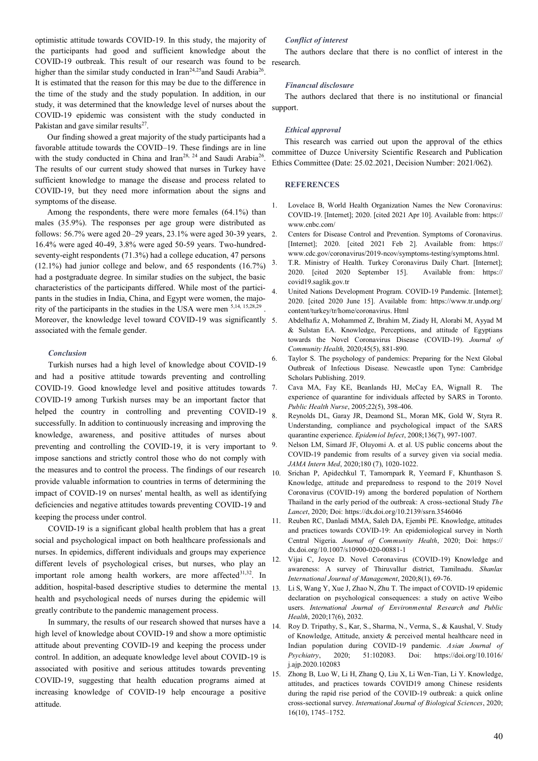optimistic attitude towards COVID-19. In this study, the majority of the participants had good and sufficient knowledge about the COVID-19 outbreak. This result of our research was found to be higher than the similar study conducted in Iran[24,25]and Saudi Arabia[26]. It is estimated that the reason for this may be due to the difference in the time of the study and the study population. In addition, in our study, it was determined that the knowledge level of nurses about the COVID-19 epidemic was consistent with the study conducted in Pakistan and gave similar results[27].

Our finding showed a great majority of the study participants had a favorable attitude towards the COVID–19. These findings are in line with the study conducted in China and Iran[28, 24] and Saudi Arabia[26]. The results of our current study showed that nurses in Turkey have sufficient knowledge to manage the disease and process related to COVID-19, but they need more information about the signs and symptoms of the disease.

Among the respondents, there were more females (64.1%) than males (35.9%). The responses per age group were distributed as follows: 56.7% were aged 20–29 years, 23.1% were aged 30-39 years, 16.4% were aged 40-49, 3.8% were aged 50-59 years. Two-hundred-seventy-eight respondents (71.3%) had a college education, 47 persons (12.1%) had junior college and below, and 65 respondents (16.7%) had a postgraduate degree. In similar studies on the subject, the basic characteristics of the participants differed. While most of the participants in the studies in India, China, and Egypt were women, the majority of the participants in the studies in the USA were men [5,14, 15,28,29]. Moreover, the knowledge level toward COVID-19 was significantly associated with the female gender.

### *Conclusion*

Turkish nurses had a high level of knowledge about COVID-19 and had a positive attitude towards preventing and controlling COVID-19. Good knowledge level and positive attitudes towards COVID-19 among Turkish nurses may be an important factor that helped the country in controlling and preventing COVID-19 successfully. In addition to continuously increasing and improving the knowledge, awareness, and positive attitudes of nurses about preventing and controlling the COVID-19, it is very important to impose sanctions and strictly control those who do not comply with the measures and to control the process. The findings of our research provide valuable information to countries in terms of determining the impact of COVID-19 on nurses' mental health, as well as identifying deficiencies and negative attitudes towards preventing COVID-19 and keeping the process under control.

COVID-19 is a significant global health problem that has a great social and psychological impact on both healthcare professionals and nurses. In epidemics, different individuals and groups may experience different levels of psychological crises, but nurses, who play an important role among health workers, are more affected[31,32]. In addition, hospital-based descriptive studies to determine the mental health and psychological needs of nurses during the epidemic will greatly contribute to the pandemic management process.

In summary, the results of our research showed that nurses have a high level of knowledge about COVID-19 and show a more optimistic attitude about preventing COVID-19 and keeping the process under control. In addition, an adequate knowledge level about COVID-19 is associated with positive and serious attitudes towards preventing COVID-19, suggesting that health education programs aimed at increasing knowledge of COVID-19 help encourage a positive attitude.

### *Conflict of interest*

The authors declare that there is no conflict of interest in the research.

### *Financıal disclosure*

The authors declared that there is no institutional or financial support.

### *Ethical approval*

This research was carried out upon the approval of the ethics committee of Duzce University Scientific Research and Publication Ethics Committee (Date: 25.02.2021, Decision Number: 2021/062).

## REFERENCES

1. Lovelace B, World Health Organization Names the New Coronavirus: COVID-19. [Internet]; 2020. [cited 2021 Apr 10]. Available from: https://www.cnbc.com/
2. Centers for Disease Control and Prevention. Symptoms of Coronavirus. [Internet]; 2020. [cited 2021 Feb 2]. Available from: https://www.cdc.gov/coronavirus/2019-ncov/symptoms-testing/symptoms.html.
3. T.R. Ministry of Health. Turkey Coronavirus Daily Chart. [Internet]; 2020. [cited 2020 September 15]. Available from: https://covid19.saglik.gov.tr
4. United Nations Development Program. COVID-19 Pandemic. [Internet]; 2020. [cited 2020 June 15]. Available from: https://www.tr.undp.org/content/turkey/tr/home/coronavirus. Html
5. Abdelhafiz A, Mohammed Z, Ibrahim M, Ziady H, Alorabi M, Ayyad M & Sulstan EA. Knowledge, Perceptions, and attitude of Egyptians towards the Novel Coronavirus Disease (COVID-19). *Journal of Community Health,* 2020;45(5), 881-890.
6. Taylor S. The psychology of pandemics: Preparing for the Next Global Outbreak of Infectious Disease. Newcastle upon Tyne: Cambridge Scholars Publishing. 2019.
7. Cava MA, Fay KE, Beanlands HJ, McCay EA, Wignall R. The experience of quarantine for individuals affected by SARS in Toronto. *Public Health Nurse*, 2005;22(5), 398-406.
8. Reynolds DL, Garay JR, Deamond SL, Moran MK, Gold W, Styra R. Understanding, compliance and psychological impact of the SARS quarantine experience. *Epidemiol Infect*, 2008;136(7), 997-1007.
9. Nelson LM, Simard JF, Oluyomi A. et al. US public concerns about the COVID-19 pandemic from results of a survey given via social media. *JAMA Intern Med*, 2020;180 (7), 1020-1022.
10. Srichan P, Apidechkul T, Tamornpark R, Yeemard F, Khunthason S. Knowledge, attitude and preparedness to respond to the 2019 Novel Coronavirus (COVID-19) among the bordered population of Northern Thailand in the early period of the outbreak: A cross-sectional Study *The Lancet*, 2020; Doi: https://dx.doi.org/10.2139/ssrn.3546046
11. Reuben RC, Danladi MMA, Saleh DA, Ejembi PE. Knowledge, attitudes and practices towards COVID-19: An epidemiological survey in North Central Nigeria. *Journal of Community Health*, 2020; Doi: https://dx.doi.org/10.1007/s10900-020-00881-1
12. Vijai C, Joyce D. Novel Coronavirus (COVID-19) Knowledge and awareness: A survey of Thiruvallur district, Tamilnadu. *Shanlax International Journal of Management*, 2020;8(1), 69-76.
13. Li S, Wang Y, Xue J, Zhao N, Zhu T. The impact of COVID-19 epidemic declaration on psychological consequences: a study on active Weibo users. *International Journal of Environmental Research and Public Health*, 2020;17(6), 2032.
14. Roy D. Tripathy, S., Kar, S., Sharma, N., Verma, S., & Kaushal, V. Study of Knowledge, Attitude, anxiety & perceived mental healthcare need in Indian population during COVID-19 pandemic. *Asian Journal of Psychiatry*, 2020; 51:102083. Doi: https://doi.org/10.1016/j.ajp.2020.102083
15. Zhong B, Luo W, Li H, Zhang Q, Liu X, Li Wen-Tian, Li Y. Knowledge, attitudes, and practices towards COVID19 among Chinese residents during the rapid rise period of the COVID-19 outbreak: a quick online cross-sectional survey. *International Journal of Biological Sciences*, 2020; 16(10), 1745–1752.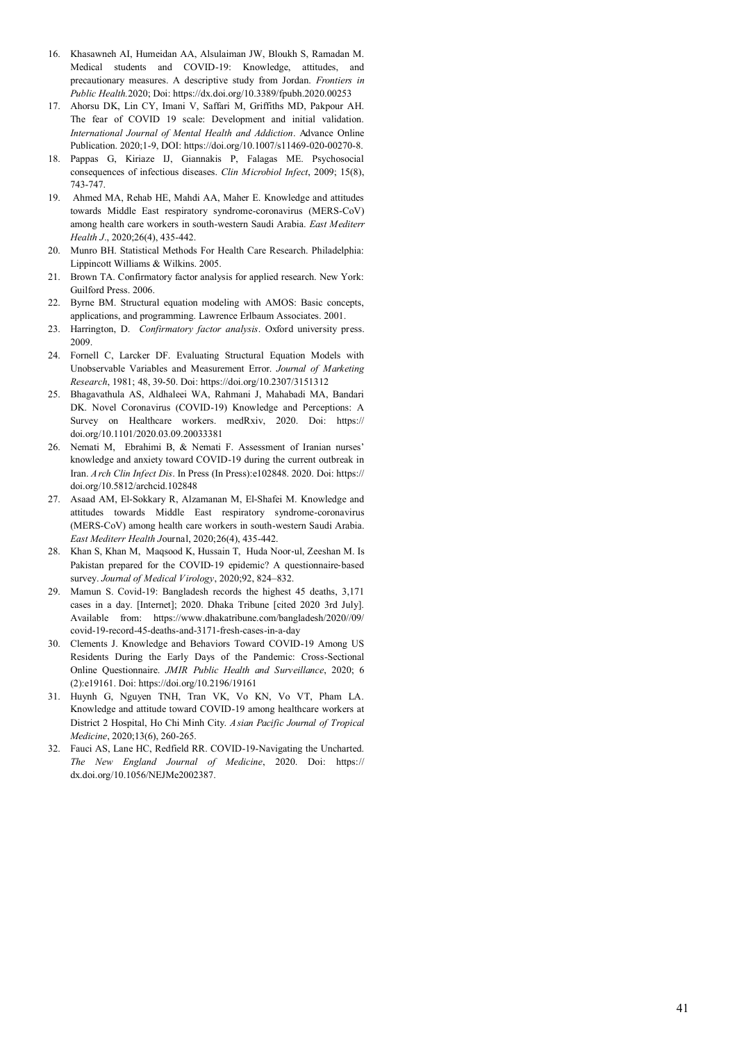16. Khasawneh AI, Humeidan AA, Alsulaiman JW, Bloukh S, Ramadan M. Medical students and COVID-19: Knowledge, attitudes, and precautionary measures. A descriptive study from Jordan. *Frontiers in Public Health.*2020; Doi: https://dx.doi.org/10.3389/fpubh.2020.00253
17. Ahorsu DK, Lin CY, Imani V, Saffari M, Griffiths MD, Pakpour AH. The fear of COVID 19 scale: Development and initial validation. *International Journal of Mental Health and Addiction*. Advance Online Publication. 2020;1-9, DOI: https://doi.org/10.1007/s11469-020-00270-8.
18. Pappas G, Kiriaze IJ, Giannakis P, Falagas ME. Psychosocial consequences of infectious diseases. *Clin Microbiol Infect*, 2009; 15(8), 743-747.
19. Ahmed MA, Rehab HE, Mahdi AA, Maher E. Knowledge and attitudes towards Middle East respiratory syndrome-coronavirus (MERS-CoV) among health care workers in south-western Saudi Arabia. *East Mediterr Health J*., 2020;26(4), 435-442.
20. Munro BH. Statistical Methods For Health Care Research. Philadelphia: Lippincott Williams & Wilkins. 2005.
21. Brown TA. Confirmatory factor analysis for applied research. New York: Guilford Press. 2006.
22. Byrne BM. Structural equation modeling with AMOS: Basic concepts, applications, and programming. Lawrence Erlbaum Associates. 2001.
23. Harrington, D. *Confirmatory factor analysis*. Oxford university press. 2009.
24. Fornell C, Larcker DF. Evaluating Structural Equation Models with Unobservable Variables and Measurement Error. *Journal of Marketing Research*, 1981; 48, 39-50. Doi: https://doi.org/10.2307/3151312
25. Bhagavathula AS, Aldhaleei WA, Rahmani J, Mahabadi MA, Bandari DK. Novel Coronavirus (COVID-19) Knowledge and Perceptions: A Survey on Healthcare workers. medRxiv, 2020. Doi: https:// doi.org/10.1101/2020.03.09.20033381
26. Nemati M, Ebrahimi B, & Nemati F. Assessment of Iranian nurses' knowledge and anxiety toward COVID-19 during the current outbreak in Iran. *Arch Clin Infect Dis*. In Press (In Press):e102848. 2020. Doi: https:// doi.org/10.5812/archcid.102848
27. Asaad AM, El-Sokkary R, Alzamanan M, El-Shafei M. Knowledge and attitudes towards Middle East respiratory syndrome-coronavirus (MERS-CoV) among health care workers in south-western Saudi Arabia. *East Mediterr Health J*ournal, 2020;26(4), 435-442.
28. Khan S, Khan M, Maqsood K, Hussain T, Huda Noor-ul, Zeeshan M. Is Pakistan prepared for the COVID-19 epidemic? A questionnaire-based survey. *Journal of Medical Virology*, 2020;92, 824–832.
29. Mamun S. Covid-19: Bangladesh records the highest 45 deaths, 3,171 cases in a day. [Internet]; 2020. Dhaka Tribune [cited 2020 3rd July]. Available from: https://www.dhakatribune.com/bangladesh/2020//09/ covid-19-record-45-deaths-and-3171-fresh-cases-in-a-day
30. Clements J. Knowledge and Behaviors Toward COVID-19 Among US Residents During the Early Days of the Pandemic: Cross-Sectional Online Questionnaire. *JMIR Public Health and Surveillance*, 2020; 6 (2):e19161. Doi: https://doi.org/10.2196/19161
31. Huynh G, Nguyen TNH, Tran VK, Vo KN, Vo VT, Pham LA. Knowledge and attitude toward COVID-19 among healthcare workers at District 2 Hospital, Ho Chi Minh City. *Asian Pacific Journal of Tropical Medicine*, 2020;13(6), 260-265.
32. Fauci AS, Lane HC, Redfield RR. COVID-19-Navigating the Uncharted. *The New England Journal of Medicine*, 2020. Doi: https:// dx.doi.org/10.1056/NEJMe2002387.